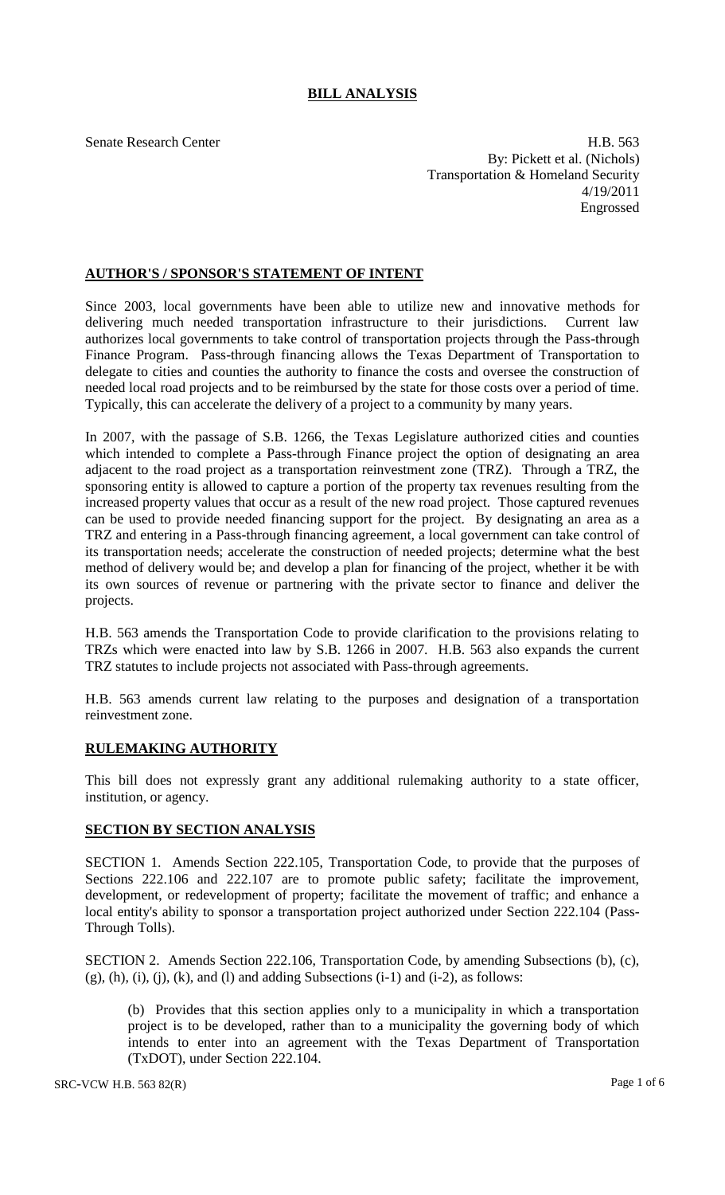# BILL ANALYSIS

Senate Research Center

H.B. 563
By: Pickett et al. (Nichols)
Transportation & Homeland Security
4/19/2011
Engrossed

## AUTHOR'S / SPONSOR'S STATEMENT OF INTENT

Since 2003, local governments have been able to utilize new and innovative methods for delivering much needed transportation infrastructure to their jurisdictions. Current law authorizes local governments to take control of transportation projects through the Pass-through Finance Program. Pass-through financing allows the Texas Department of Transportation to delegate to cities and counties the authority to finance the costs and oversee the construction of needed local road projects and to be reimbursed by the state for those costs over a period of time. Typically, this can accelerate the delivery of a project to a community by many years.

In 2007, with the passage of S.B. 1266, the Texas Legislature authorized cities and counties which intended to complete a Pass-through Finance project the option of designating an area adjacent to the road project as a transportation reinvestment zone (TRZ). Through a TRZ, the sponsoring entity is allowed to capture a portion of the property tax revenues resulting from the increased property values that occur as a result of the new road project. Those captured revenues can be used to provide needed financing support for the project. By designating an area as a TRZ and entering in a Pass-through financing agreement, a local government can take control of its transportation needs; accelerate the construction of needed projects; determine what the best method of delivery would be; and develop a plan for financing of the project, whether it be with its own sources of revenue or partnering with the private sector to finance and deliver the projects.

H.B. 563 amends the Transportation Code to provide clarification to the provisions relating to TRZs which were enacted into law by S.B. 1266 in 2007. H.B. 563 also expands the current TRZ statutes to include projects not associated with Pass-through agreements.

H.B. 563 amends current law relating to the purposes and designation of a transportation reinvestment zone.

## RULEMAKING AUTHORITY

This bill does not expressly grant any additional rulemaking authority to a state officer, institution, or agency.

## SECTION BY SECTION ANALYSIS

SECTION 1. Amends Section 222.105, Transportation Code, to provide that the purposes of Sections 222.106 and 222.107 are to promote public safety; facilitate the improvement, development, or redevelopment of property; facilitate the movement of traffic; and enhance a local entity's ability to sponsor a transportation project authorized under Section 222.104 (Pass-Through Tolls).

SECTION 2. Amends Section 222.106, Transportation Code, by amending Subsections (b), (c), (g), (h), (i), (j), (k), and (l) and adding Subsections (i-1) and (i-2), as follows:

(b) Provides that this section applies only to a municipality in which a transportation project is to be developed, rather than to a municipality the governing body of which intends to enter into an agreement with the Texas Department of Transportation (TxDOT), under Section 222.104.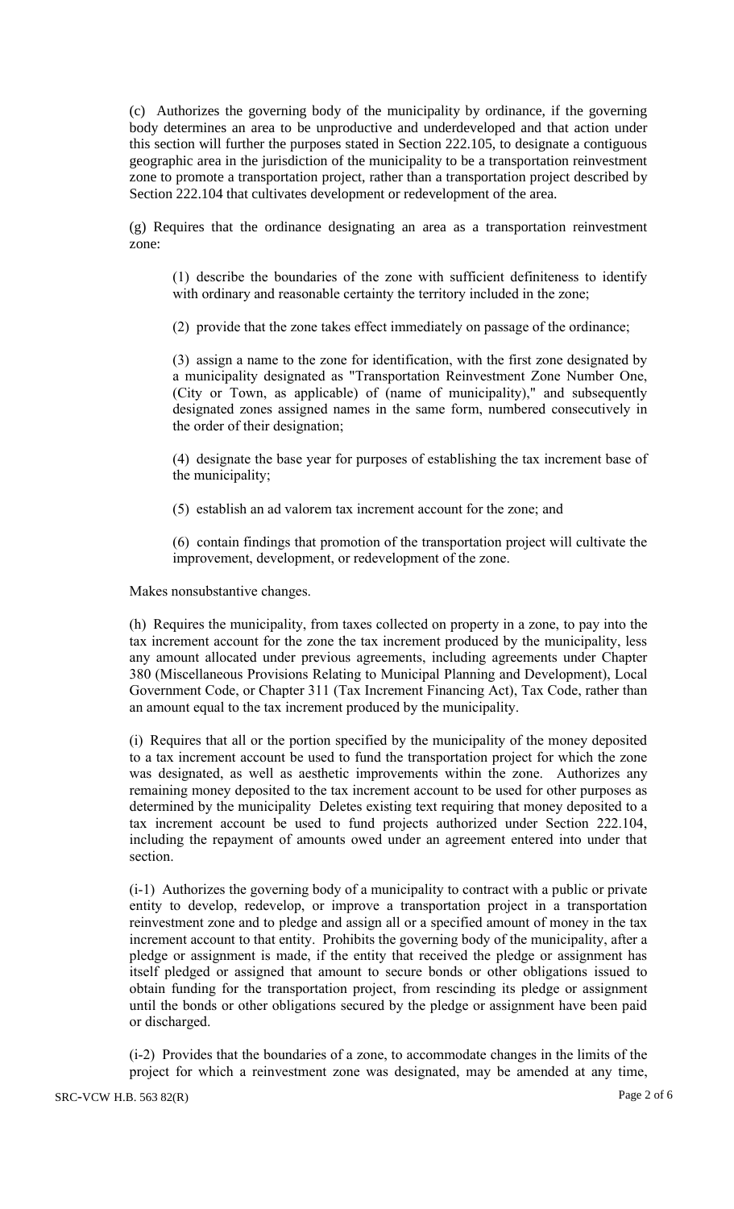(c) Authorizes the governing body of the municipality by ordinance, if the governing body determines an area to be unproductive and underdeveloped and that action under this section will further the purposes stated in Section 222.105, to designate a contiguous geographic area in the jurisdiction of the municipality to be a transportation reinvestment zone to promote a transportation project, rather than a transportation project described by Section 222.104 that cultivates development or redevelopment of the area.

(g) Requires that the ordinance designating an area as a transportation reinvestment zone:

(1) describe the boundaries of the zone with sufficient definiteness to identify with ordinary and reasonable certainty the territory included in the zone;

(2) provide that the zone takes effect immediately on passage of the ordinance;

(3) assign a name to the zone for identification, with the first zone designated by a municipality designated as "Transportation Reinvestment Zone Number One, (City or Town, as applicable) of (name of municipality)," and subsequently designated zones assigned names in the same form, numbered consecutively in the order of their designation;

(4) designate the base year for purposes of establishing the tax increment base of the municipality;

(5) establish an ad valorem tax increment account for the zone; and

(6) contain findings that promotion of the transportation project will cultivate the improvement, development, or redevelopment of the zone.

Makes nonsubstantive changes.

(h) Requires the municipality, from taxes collected on property in a zone, to pay into the tax increment account for the zone the tax increment produced by the municipality, less any amount allocated under previous agreements, including agreements under Chapter 380 (Miscellaneous Provisions Relating to Municipal Planning and Development), Local Government Code, or Chapter 311 (Tax Increment Financing Act), Tax Code, rather than an amount equal to the tax increment produced by the municipality.

(i) Requires that all or the portion specified by the municipality of the money deposited to a tax increment account be used to fund the transportation project for which the zone was designated, as well as aesthetic improvements within the zone. Authorizes any remaining money deposited to the tax increment account to be used for other purposes as determined by the municipality Deletes existing text requiring that money deposited to a tax increment account be used to fund projects authorized under Section 222.104, including the repayment of amounts owed under an agreement entered into under that section.

(i-1) Authorizes the governing body of a municipality to contract with a public or private entity to develop, redevelop, or improve a transportation project in a transportation reinvestment zone and to pledge and assign all or a specified amount of money in the tax increment account to that entity. Prohibits the governing body of the municipality, after a pledge or assignment is made, if the entity that received the pledge or assignment has itself pledged or assigned that amount to secure bonds or other obligations issued to obtain funding for the transportation project, from rescinding its pledge or assignment until the bonds or other obligations secured by the pledge or assignment have been paid or discharged.

(i-2) Provides that the boundaries of a zone, to accommodate changes in the limits of the project for which a reinvestment zone was designated, may be amended at any time,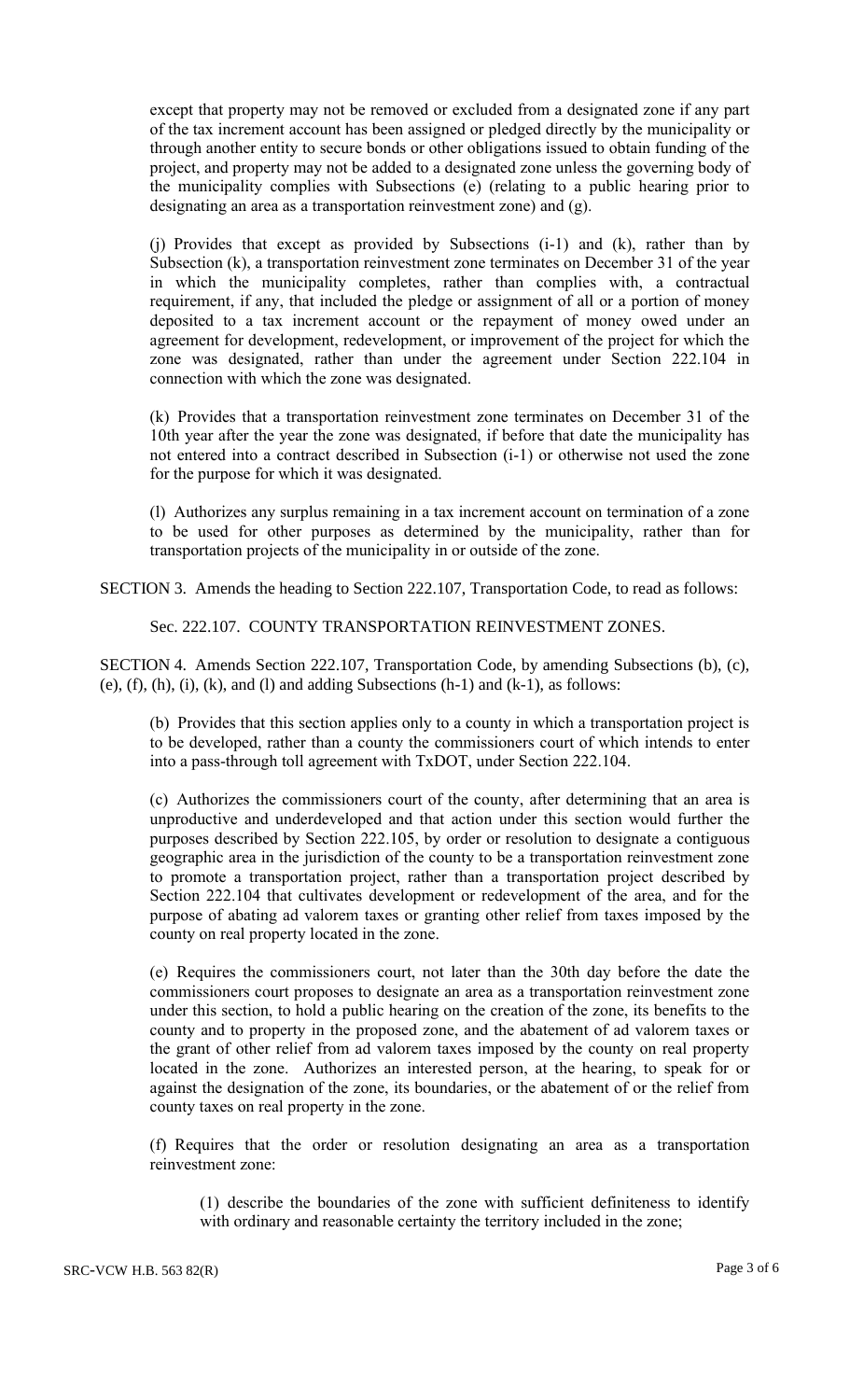except that property may not be removed or excluded from a designated zone if any part of the tax increment account has been assigned or pledged directly by the municipality or through another entity to secure bonds or other obligations issued to obtain funding of the project, and property may not be added to a designated zone unless the governing body of the municipality complies with Subsections (e) (relating to a public hearing prior to designating an area as a transportation reinvestment zone) and (g).

(j) Provides that except as provided by Subsections (i-1) and (k), rather than by Subsection (k), a transportation reinvestment zone terminates on December 31 of the year in which the municipality completes, rather than complies with, a contractual requirement, if any, that included the pledge or assignment of all or a portion of money deposited to a tax increment account or the repayment of money owed under an agreement for development, redevelopment, or improvement of the project for which the zone was designated, rather than under the agreement under Section 222.104 in connection with which the zone was designated.

(k) Provides that a transportation reinvestment zone terminates on December 31 of the 10th year after the year the zone was designated, if before that date the municipality has not entered into a contract described in Subsection (i-1) or otherwise not used the zone for the purpose for which it was designated.

(l) Authorizes any surplus remaining in a tax increment account on termination of a zone to be used for other purposes as determined by the municipality, rather than for transportation projects of the municipality in or outside of the zone.

SECTION 3. Amends the heading to Section 222.107, Transportation Code, to read as follows:

Sec. 222.107. COUNTY TRANSPORTATION REINVESTMENT ZONES.

SECTION 4. Amends Section 222.107, Transportation Code, by amending Subsections (b), (c), (e), (f), (h), (i), (k), and (l) and adding Subsections (h-1) and (k-1), as follows:

(b) Provides that this section applies only to a county in which a transportation project is to be developed, rather than a county the commissioners court of which intends to enter into a pass-through toll agreement with TxDOT, under Section 222.104.

(c) Authorizes the commissioners court of the county, after determining that an area is unproductive and underdeveloped and that action under this section would further the purposes described by Section 222.105, by order or resolution to designate a contiguous geographic area in the jurisdiction of the county to be a transportation reinvestment zone to promote a transportation project, rather than a transportation project described by Section 222.104 that cultivates development or redevelopment of the area, and for the purpose of abating ad valorem taxes or granting other relief from taxes imposed by the county on real property located in the zone.

(e) Requires the commissioners court, not later than the 30th day before the date the commissioners court proposes to designate an area as a transportation reinvestment zone under this section, to hold a public hearing on the creation of the zone, its benefits to the county and to property in the proposed zone, and the abatement of ad valorem taxes or the grant of other relief from ad valorem taxes imposed by the county on real property located in the zone. Authorizes an interested person, at the hearing, to speak for or against the designation of the zone, its boundaries, or the abatement of or the relief from county taxes on real property in the zone.

(f) Requires that the order or resolution designating an area as a transportation reinvestment zone:

(1) describe the boundaries of the zone with sufficient definiteness to identify with ordinary and reasonable certainty the territory included in the zone;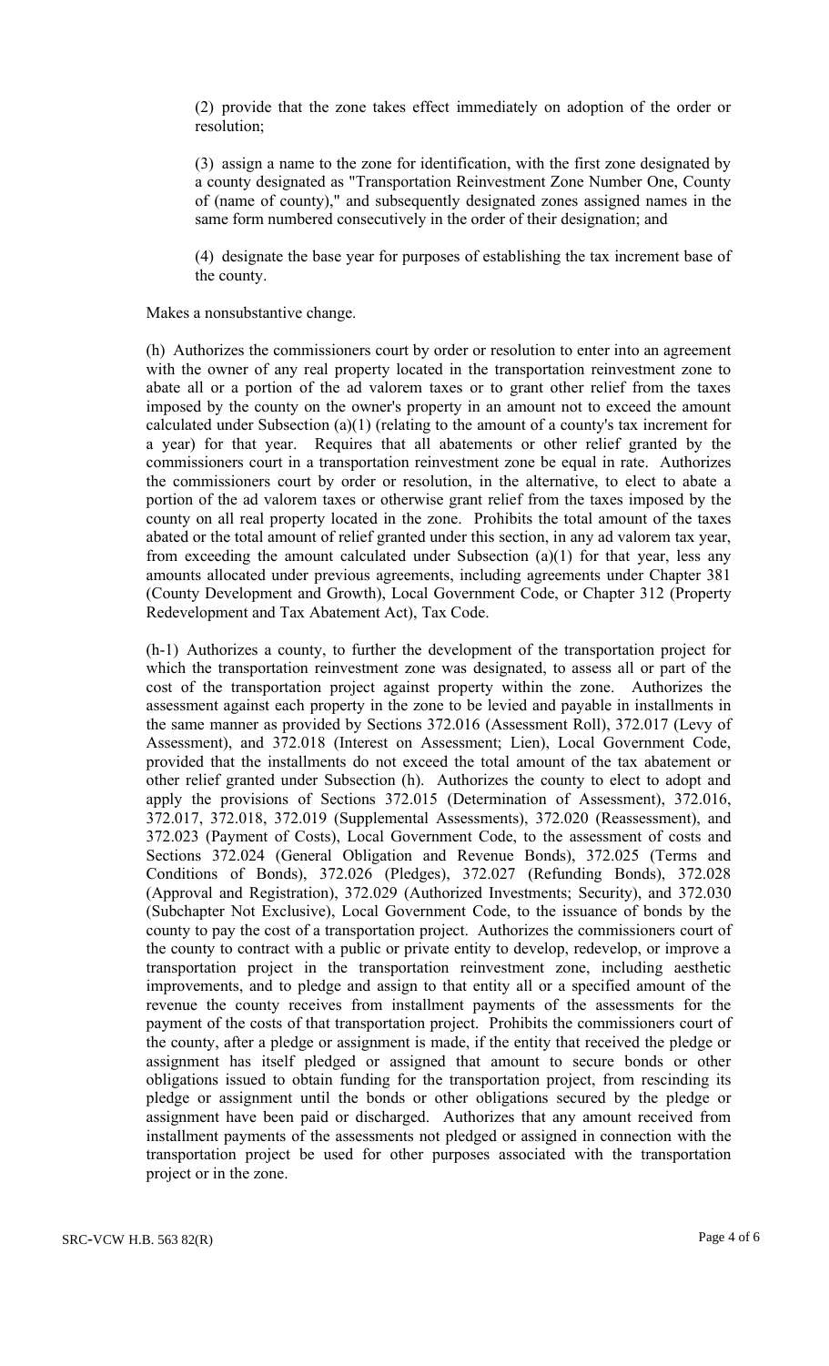(2) provide that the zone takes effect immediately on adoption of the order or resolution;

(3) assign a name to the zone for identification, with the first zone designated by a county designated as "Transportation Reinvestment Zone Number One, County of (name of county)," and subsequently designated zones assigned names in the same form numbered consecutively in the order of their designation; and

(4) designate the base year for purposes of establishing the tax increment base of the county.

Makes a nonsubstantive change.

(h) Authorizes the commissioners court by order or resolution to enter into an agreement with the owner of any real property located in the transportation reinvestment zone to abate all or a portion of the ad valorem taxes or to grant other relief from the taxes imposed by the county on the owner's property in an amount not to exceed the amount calculated under Subsection (a)(1) (relating to the amount of a county's tax increment for a year) for that year. Requires that all abatements or other relief granted by the commissioners court in a transportation reinvestment zone be equal in rate. Authorizes the commissioners court by order or resolution, in the alternative, to elect to abate a portion of the ad valorem taxes or otherwise grant relief from the taxes imposed by the county on all real property located in the zone. Prohibits the total amount of the taxes abated or the total amount of relief granted under this section, in any ad valorem tax year, from exceeding the amount calculated under Subsection (a)(1) for that year, less any amounts allocated under previous agreements, including agreements under Chapter 381 (County Development and Growth), Local Government Code, or Chapter 312 (Property Redevelopment and Tax Abatement Act), Tax Code.

(h-1) Authorizes a county, to further the development of the transportation project for which the transportation reinvestment zone was designated, to assess all or part of the cost of the transportation project against property within the zone. Authorizes the assessment against each property in the zone to be levied and payable in installments in the same manner as provided by Sections 372.016 (Assessment Roll), 372.017 (Levy of Assessment), and 372.018 (Interest on Assessment; Lien), Local Government Code, provided that the installments do not exceed the total amount of the tax abatement or other relief granted under Subsection (h). Authorizes the county to elect to adopt and apply the provisions of Sections 372.015 (Determination of Assessment), 372.016, 372.017, 372.018, 372.019 (Supplemental Assessments), 372.020 (Reassessment), and 372.023 (Payment of Costs), Local Government Code, to the assessment of costs and Sections 372.024 (General Obligation and Revenue Bonds), 372.025 (Terms and Conditions of Bonds), 372.026 (Pledges), 372.027 (Refunding Bonds), 372.028 (Approval and Registration), 372.029 (Authorized Investments; Security), and 372.030 (Subchapter Not Exclusive), Local Government Code, to the issuance of bonds by the county to pay the cost of a transportation project. Authorizes the commissioners court of the county to contract with a public or private entity to develop, redevelop, or improve a transportation project in the transportation reinvestment zone, including aesthetic improvements, and to pledge and assign to that entity all or a specified amount of the revenue the county receives from installment payments of the assessments for the payment of the costs of that transportation project. Prohibits the commissioners court of the county, after a pledge or assignment is made, if the entity that received the pledge or assignment has itself pledged or assigned that amount to secure bonds or other obligations issued to obtain funding for the transportation project, from rescinding its pledge or assignment until the bonds or other obligations secured by the pledge or assignment have been paid or discharged. Authorizes that any amount received from installment payments of the assessments not pledged or assigned in connection with the transportation project be used for other purposes associated with the transportation project or in the zone.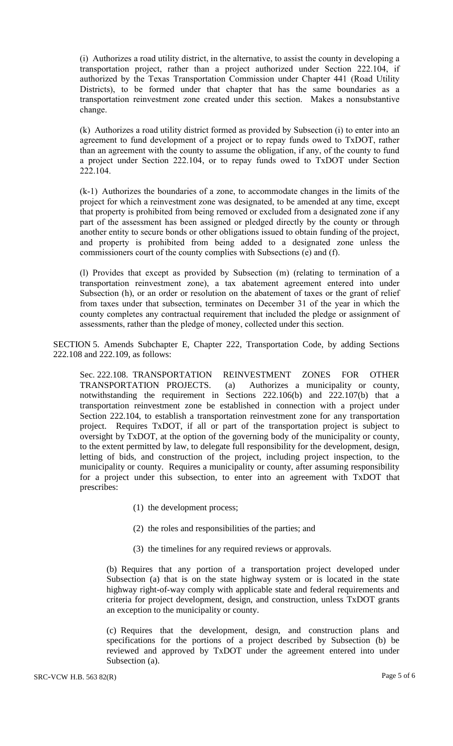(i) Authorizes a road utility district, in the alternative, to assist the county in developing a transportation project, rather than a project authorized under Section 222.104, if authorized by the Texas Transportation Commission under Chapter 441 (Road Utility Districts), to be formed under that chapter that has the same boundaries as a transportation reinvestment zone created under this section. Makes a nonsubstantive change.

(k) Authorizes a road utility district formed as provided by Subsection (i) to enter into an agreement to fund development of a project or to repay funds owed to TxDOT, rather than an agreement with the county to assume the obligation, if any, of the county to fund a project under Section 222.104, or to repay funds owed to TxDOT under Section 222.104.

(k-1) Authorizes the boundaries of a zone, to accommodate changes in the limits of the project for which a reinvestment zone was designated, to be amended at any time, except that property is prohibited from being removed or excluded from a designated zone if any part of the assessment has been assigned or pledged directly by the county or through another entity to secure bonds or other obligations issued to obtain funding of the project, and property is prohibited from being added to a designated zone unless the commissioners court of the county complies with Subsections (e) and (f).

(l) Provides that except as provided by Subsection (m) (relating to termination of a transportation reinvestment zone), a tax abatement agreement entered into under Subsection (h), or an order or resolution on the abatement of taxes or the grant of relief from taxes under that subsection, terminates on December 31 of the year in which the county completes any contractual requirement that included the pledge or assignment of assessments, rather than the pledge of money, collected under this section.

SECTION 5. Amends Subchapter E, Chapter 222, Transportation Code, by adding Sections 222.108 and 222.109, as follows:

Sec. 222.108. TRANSPORTATION REINVESTMENT ZONES FOR OTHER TRANSPORTATION PROJECTS. (a) Authorizes a municipality or county, notwithstanding the requirement in Sections 222.106(b) and 222.107(b) that a transportation reinvestment zone be established in connection with a project under Section 222.104, to establish a transportation reinvestment zone for any transportation project. Requires TxDOT, if all or part of the transportation project is subject to oversight by TxDOT, at the option of the governing body of the municipality or county, to the extent permitted by law, to delegate full responsibility for the development, design, letting of bids, and construction of the project, including project inspection, to the municipality or county. Requires a municipality or county, after assuming responsibility for a project under this subsection, to enter into an agreement with TxDOT that prescribes:

(1) the development process;

(2) the roles and responsibilities of the parties; and

(3) the timelines for any required reviews or approvals.

(b) Requires that any portion of a transportation project developed under Subsection (a) that is on the state highway system or is located in the state highway right-of-way comply with applicable state and federal requirements and criteria for project development, design, and construction, unless TxDOT grants an exception to the municipality or county.

(c) Requires that the development, design, and construction plans and specifications for the portions of a project described by Subsection (b) be reviewed and approved by TxDOT under the agreement entered into under Subsection (a).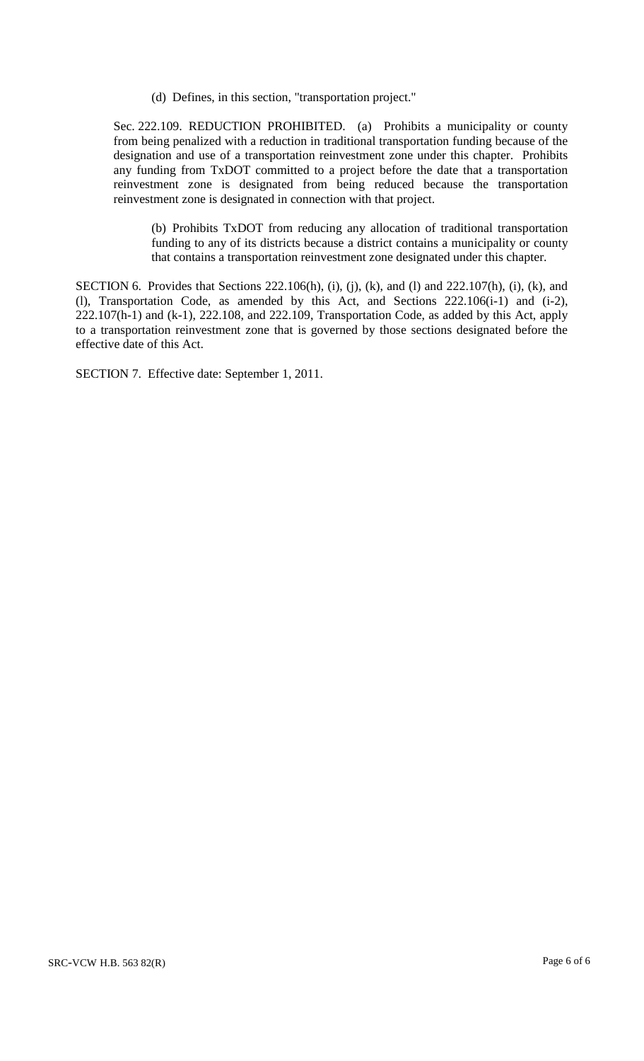(d) Defines, in this section, "transportation project."

Sec. 222.109. REDUCTION PROHIBITED. (a) Prohibits a municipality or county from being penalized with a reduction in traditional transportation funding because of the designation and use of a transportation reinvestment zone under this chapter. Prohibits any funding from TxDOT committed to a project before the date that a transportation reinvestment zone is designated from being reduced because the transportation reinvestment zone is designated in connection with that project.

(b) Prohibits TxDOT from reducing any allocation of traditional transportation funding to any of its districts because a district contains a municipality or county that contains a transportation reinvestment zone designated under this chapter.

SECTION 6. Provides that Sections 222.106(h), (i), (j), (k), and (l) and 222.107(h), (i), (k), and (l), Transportation Code, as amended by this Act, and Sections 222.106(i-1) and (i-2), 222.107(h-1) and (k-1), 222.108, and 222.109, Transportation Code, as added by this Act, apply to a transportation reinvestment zone that is governed by those sections designated before the effective date of this Act.

SECTION 7. Effective date: September 1, 2011.